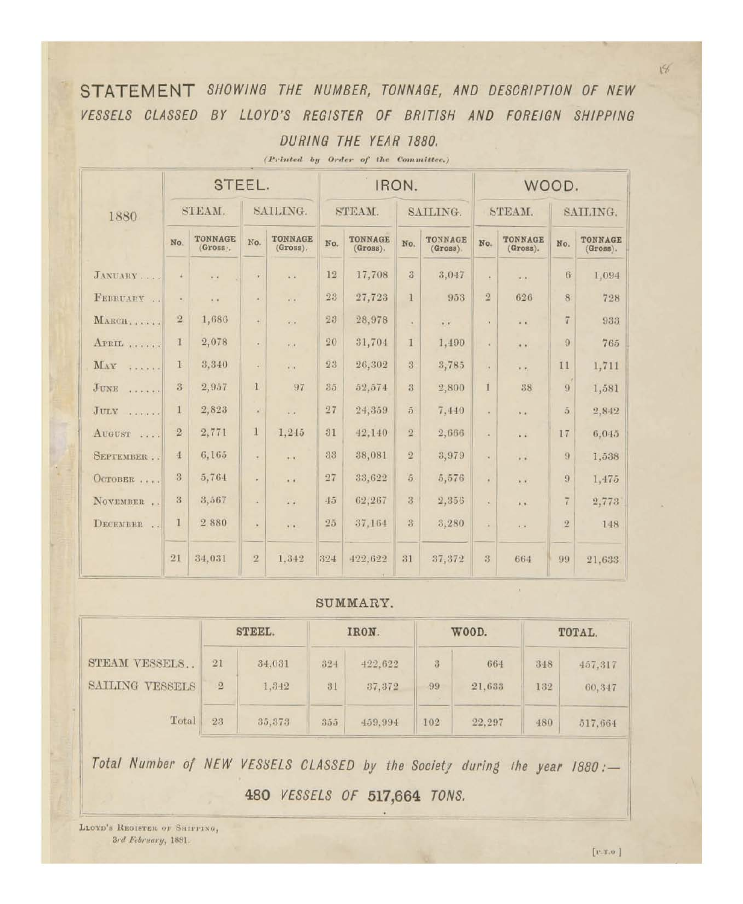# STATEMENT *SHOWING THE NUMBER, TONNAGE, AND DESCRIPTION OF NEW VESSELS CLASSED BY LLOYD'S REGISTER OF BRITISH AND FOREIGN SHIPPING DURING THE YEAR 1880.*

*(Printed by Order of the Committee.)*

| 1880 | STEEL. | | | | IRON. | | | | WOOD. | | | |
|---|---|---|---|---|---|---|---|---|---|---|---|---|
| | STEAM. | | SAILING. | | STEAM. | | SAILING. | | STEAM. | | SAILING. | |
| | No. | TONNAGE (Gross). | No. | TONNAGE (Gross). | No. | TONNAGE (Gross). | No. | TONNAGE (Gross). | No. | TONNAGE (Gross). | No. | TONNAGE (Gross). |
| JANUARY .... | . | .. | . | .. | 12 | 17,708 | 3 | 3,047 | . | .. | 6 | 1,094 |
| FEBRUARY .. | . | .. | . | .. | 23 | 27,723 | 1 | 953 | 2 | 626 | 8 | 728 |
| MARCH...... | 2 | 1,686 | . | .. | 23 | 28,978 | . | .. | . | .. | 7 | 933 |
| APRIL ...... | 1 | 2,078 | . | .. | 20 | 31,704 | 1 | 1,490 | . | .. | 9 | 765 |
| MAY ...... | 1 | 3,340 | . | .. | 23 | 26,302 | 3 | 3,785 | . | .. | 11 | 1,711 |
| JUNE ...... | 3 | 2,957 | 1 | 97 | 35 | 52,574 | 3 | 2,800 | 1 | 38 | 9 | 1,581 |
| JULY ...... | 1 | 2,823 | . | .. | 27 | 24,359 | 5 | 7,440 | . | .. | 5 | 2,842 |
| AUGUST .... | 2 | 2,771 | 1 | 1,245 | 31 | 42,140 | 2 | 2,666 | . | .. | 17 | 6,045 |
| SEPTEMBER .. | 4 | 6,165 | . | .. | 33 | 38,081 | 2 | 3,979 | . | .. | 9 | 1,538 |
| OCTOBER .... | 3 | 5,764 | . | .. | 27 | 33,622 | 5 | 5,576 | . | .. | 9 | 1,475 |
| NOVEMBER .. | 3 | 3,567 | . | .. | 45 | 62,267 | 3 | 2,356 | . | .. | 7 | 2,773 |
| DECEMBER .. | 1 | 2 880 | . | .. | 25 | 37,164 | 3 | 3,280 | . | .. | 2 | 148 |
| | 21 | 34,031 | 2 | 1,342 | 324 | 422,622 | 31 | 37,372 | 3 | 664 | 99 | 21,633 |

## SUMMARY.

| | STEEL. | | IRON. | | WOOD. | | TOTAL. | |
|---|---|---|---|---|---|---|---|---|
| STEAM VESSELS.. | 21 | 34,031 | 324 | 422,622 | 3 | 664 | 348 | 457,317 |
| SAILING VESSELS | 2 | 1,342 | 31 | 37,372 | 99 | 21,633 | 132 | 60,347 |
| Total | 23 | 35,373 | 355 | 459,994 | 102 | 22,297 | 480 | 517,664 |

*Total Number of NEW VESSELS CLASSED by the Society during the year 1880:—*

**480** *VESSELS OF* **517,664** *TONS.*

LLOYD'S REGISTER OF SHIPPING,
*3rd February*, 1881.

[P.T.O.]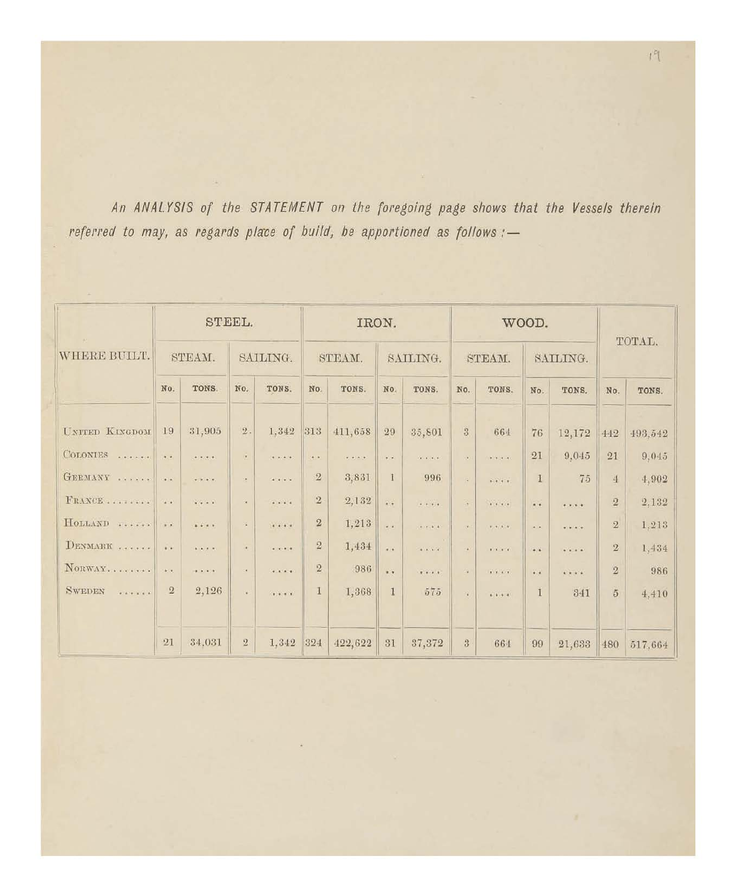*An ANALYSIS of the STATEMENT on the foregoing page shows that the Vessels therein referred to may, as regards place of build, be apportioned as follows :—*

| WHERE BUILT. | STEEL. | | | | IRON. | | | | WOOD. | | | | TOTAL. | |
|---|---|---|---|---|---|---|---|---|---|---|---|---|---|---|
| | STEAM. | | SAILING. | | STEAM. | | SAILING. | | STEAM. | | SAILING. | | | |
| | No. | TONS. | No. | TONS. | No. | TONS. | No. | TONS. | No. | TONS. | No. | TONS. | No. | TONS. |
| UNITED KINGDOM | 19 | 31,905 | 2 | 1,342 | 313 | 411,658 | 29 | 35,801 | 3 | 664 | 76 | 12,172 | 442 | 493,542 |
| COLONIES ...... | .. | .... | . | .... | .. | .... | .. | .... | . | .... | 21 | 9,045 | 21 | 9,045 |
| GERMANY ...... | .. | .... | . | .... | 2 | 3,831 | 1 | 996 | . | .... | 1 | 75 | 4 | 4,902 |
| FRANCE ........ | .. | .... | . | .... | 2 | 2,132 | .. | .... | . | .... | .. | .... | 2 | 2,132 |
| HOLLAND ...... | .. | .... | . | .... | 2 | 1,213 | .. | .... | . | .... | .. | .... | 2 | 1,213 |
| DENMARK ...... | .. | .... | . | .... | 2 | 1,434 | .. | .... | . | .... | .. | .... | 2 | 1,434 |
| NORWAY........ | .. | .... | . | .... | 2 | 986 | .. | .... | . | .... | .. | .... | 2 | 986 |
| SWEDEN ...... | 2 | 2,126 | . | .... | 1 | 1,368 | 1 | 575 | . | .... | 1 | 341 | 5 | 4,410 |
| | 21 | 34,031 | 2 | 1,342 | 324 | 422,622 | 31 | 37,372 | 3 | 664 | 99 | 21,633 | 480 | 517,664 |